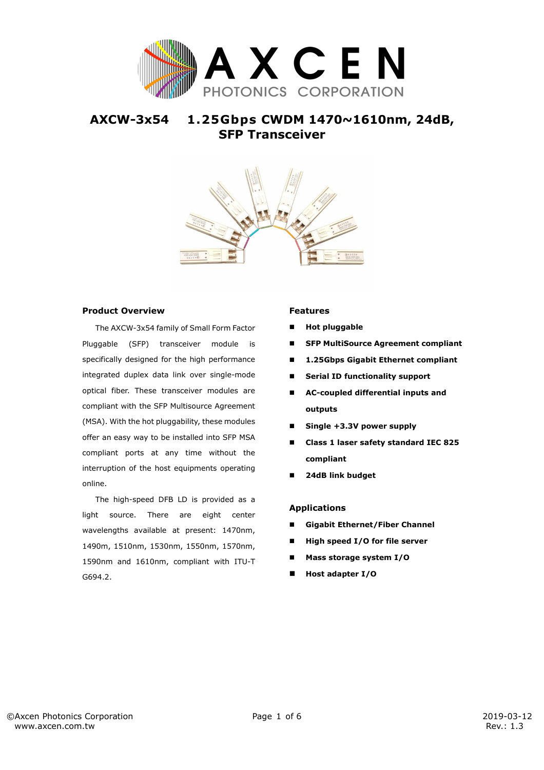# AXCW-3x54 1.25Gbps CWDM 1470~1610nm, 24dB, SFP Transceiver

### Product Overview

The AXCW-3x54 family of Small Form Factor Pluggable (SFP) transceiver module is specifically designed for the high performance integrated duplex data link over single-mode optical fiber. These transceiver modules are compliant with the SFP Multisource Agreement (MSA). With the hot pluggability, these modules offer an easy way to be installed into SFP MSA compliant ports at any time without the interruption of the host equipments operating online.

The high-speed DFB LD is provided as a light source. There are eight center wavelengths available at present: 1470nm, 1490m, 1510nm, 1530nm, 1550nm, 1570nm, 1590nm and 1610nm, compliant with ITU-T G694.2.

### Features

- **Hot pluggable**
- **SFP MultiSource Agreement compliant**
- **1.25Gbps Gigabit Ethernet compliant**
- **Serial ID functionality support**
- **AC-coupled differential inputs and outputs**
- **Single +3.3V power supply**
- **Class 1 laser safety standard IEC 825 compliant**
- **24dB link budget**

### Applications

- **Gigabit Ethernet/Fiber Channel**
- **High speed I/O for file server**
- **Mass storage system I/O**
- **Host adapter I/O**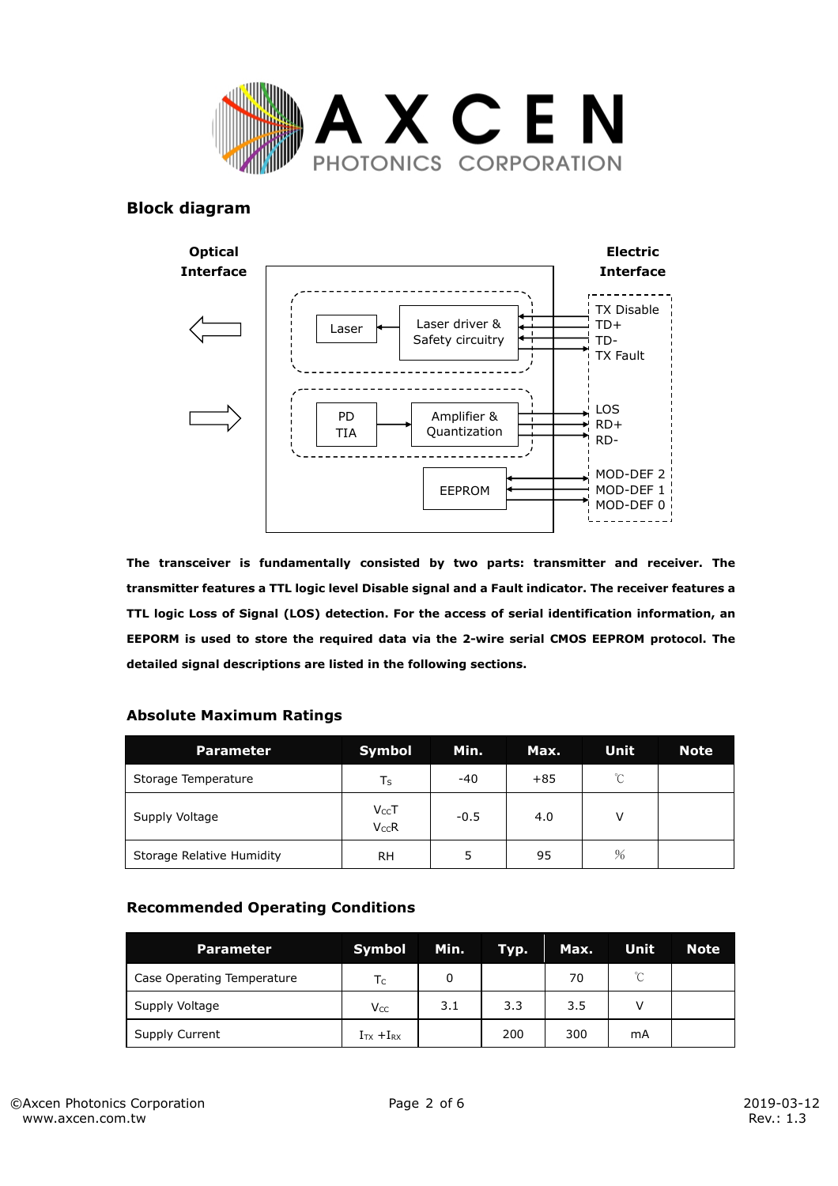## Block diagram

**Optical Interface**

**Electric Interface**

Laser | Laser driver & Safety circuitry | TX Disable, TD+, TD-, TX Fault

PD TIA | Amplifier & Quantization | LOS, RD+, RD-

EEPROM | MOD-DEF 2, MOD-DEF 1, MOD-DEF 0

**The transceiver is fundamentally consisted by two parts: transmitter and receiver. The transmitter features a TTL logic level Disable signal and a Fault indicator. The receiver features a TTL logic Loss of Signal (LOS) detection. For the access of serial identification information, an EEPORM is used to store the required data via the 2-wire serial CMOS EEPROM protocol. The detailed signal descriptions are listed in the following sections.**

### Absolute Maximum Ratings

| Parameter | Symbol | Min. | Max. | Unit | Note |
|---|---|---|---|---|---|
| Storage Temperature | $T_S$ | -40 | +85 | ℃ | |
| Supply Voltage | $V_{CC}T$<br>$V_{CC}R$ | -0.5 | 4.0 | V | |
| Storage Relative Humidity | RH | 5 | 95 | % | |

### Recommended Operating Conditions

| Parameter | Symbol | Min. | Typ. | Max. | Unit | Note |
|---|---|---|---|---|---|---|
| Case Operating Temperature | $T_C$ | 0 | | 70 | ℃ | |
| Supply Voltage | $V_{CC}$ | 3.1 | 3.3 | 3.5 | V | |
| Supply Current | $I_{TX}+I_{RX}$ | | 200 | 300 | mA | |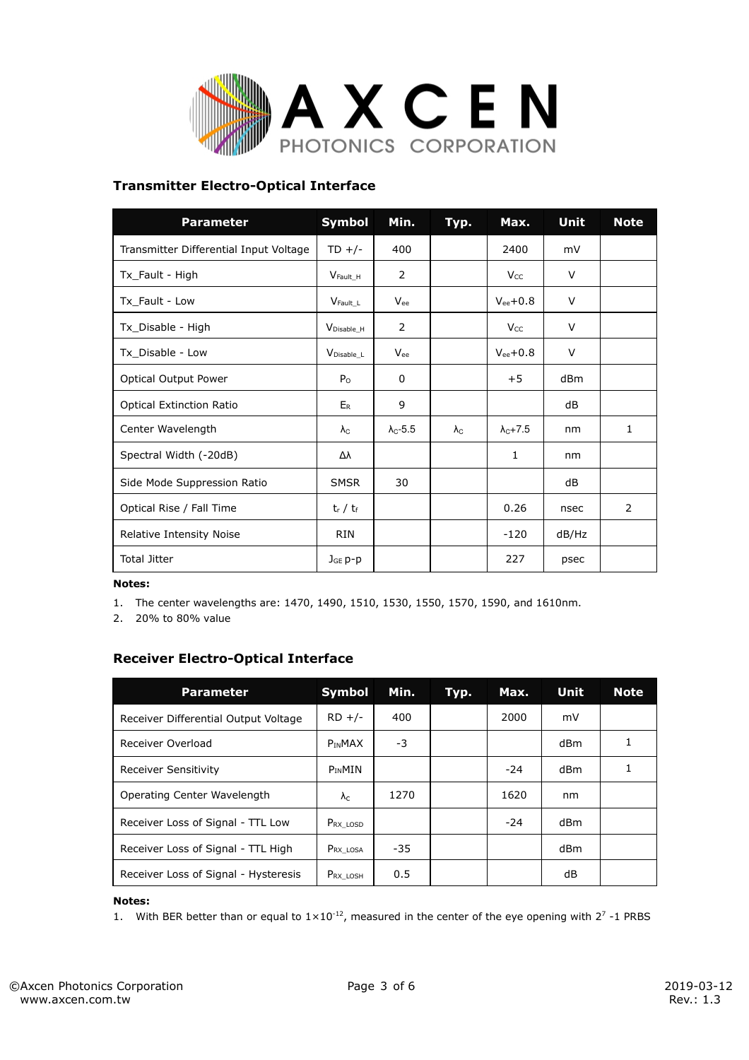### Transmitter Electro-Optical Interface

| Parameter | Symbol | Min. | Typ. | Max. | Unit | Note |
|---|---|---|---|---|---|---|
| Transmitter Differential Input Voltage | TD +/- | 400 | | 2400 | mV | |
| Tx_Fault - High | $V_{Fault\_H}$ | 2 | | $V_{CC}$ | V | |
| Tx_Fault - Low | $V_{Fault\_L}$ | $V_{ee}$ | | $V_{ee}$+0.8 | V | |
| Tx_Disable - High | $V_{Disable\_H}$ | 2 | | $V_{CC}$ | V | |
| Tx_Disable - Low | $V_{Disable\_L}$ | $V_{ee}$ | | $V_{ee}$+0.8 | V | |
| Optical Output Power | $P_O$ | 0 | | +5 | dBm | |
| Optical Extinction Ratio | $E_R$ | 9 | | | dB | |
| Center Wavelength | $\lambda_C$ | $\lambda_C$-5.5 | $\lambda_C$ | $\lambda_C$+7.5 | nm | 1 |
| Spectral Width (-20dB) | Δλ | | | 1 | nm | |
| Side Mode Suppression Ratio | SMSR | 30 | | | dB | |
| Optical Rise / Fall Time | $t_r$ / $t_f$ | | | 0.26 | nsec | 2 |
| Relative Intensity Noise | RIN | | | -120 | dB/Hz | |
| Total Jitter | $J_{GE}$ p-p | | | 227 | psec | |

**Notes:**

1. The center wavelengths are: 1470, 1490, 1510, 1530, 1550, 1570, 1590, and 1610nm.
2. 20% to 80% value

### Receiver Electro-Optical Interface

| Parameter | Symbol | Min. | Typ. | Max. | Unit | Note |
|---|---|---|---|---|---|---|
| Receiver Differential Output Voltage | RD +/- | 400 | | 2000 | mV | |
| Receiver Overload | $P_{IN}$MAX | -3 | | | dBm | 1 |
| Receiver Sensitivity | $P_{IN}$MIN | | | -24 | dBm | 1 |
| Operating Center Wavelength | $\lambda_C$ | 1270 | | 1620 | nm | |
| Receiver Loss of Signal - TTL Low | $P_{RX\_LOSD}$ | | | -24 | dBm | |
| Receiver Loss of Signal - TTL High | $P_{RX\_LOSA}$ | -35 | | | dBm | |
| Receiver Loss of Signal - Hysteresis | $P_{RX\_LOSH}$ | 0.5 | | | dB | |

**Notes:**

1. With BER better than or equal to $1\times10^{-12}$, measured in the center of the eye opening with $2^7$ -1 PRBS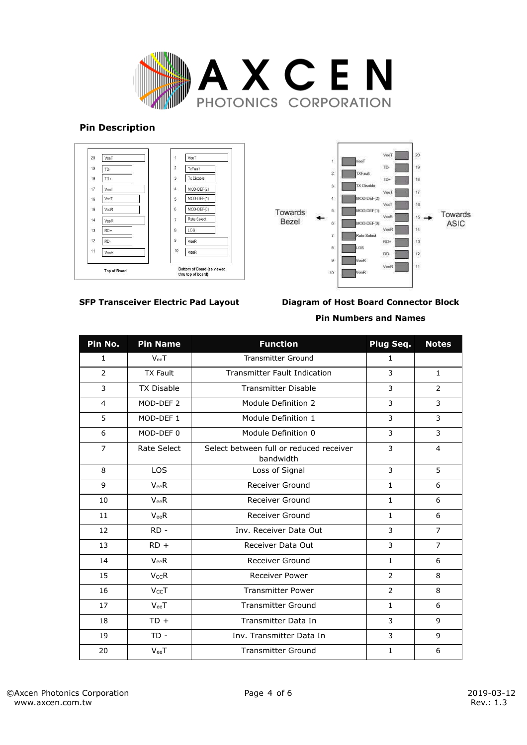## Pin Description

**SFP Transceiver Electric Pad Layout**

**Diagram of Host Board Connector Block Pin Numbers and Names**

| Pin No. | Pin Name | Function | Plug Seq. | Notes |
|---|---|---|---|---|
| 1 | $V_{ee}T$ | Transmitter Ground | 1 | |
| 2 | TX Fault | Transmitter Fault Indication | 3 | 1 |
| 3 | TX Disable | Transmitter Disable | 3 | 2 |
| 4 | MOD-DEF 2 | Module Definition 2 | 3 | 3 |
| 5 | MOD-DEF 1 | Module Definition 1 | 3 | 3 |
| 6 | MOD-DEF 0 | Module Definition 0 | 3 | 3 |
| 7 | Rate Select | Select between full or reduced receiver bandwidth | 3 | 4 |
| 8 | LOS | Loss of Signal | 3 | 5 |
| 9 | $V_{ee}R$ | Receiver Ground | 1 | 6 |
| 10 | $V_{ee}R$ | Receiver Ground | 1 | 6 |
| 11 | $V_{ee}R$ | Receiver Ground | 1 | 6 |
| 12 | RD - | Inv. Receiver Data Out | 3 | 7 |
| 13 | RD + | Receiver Data Out | 3 | 7 |
| 14 | $V_{ee}R$ | Receiver Ground | 1 | 6 |
| 15 | $V_{CC}R$ | Receiver Power | 2 | 8 |
| 16 | $V_{CC}T$ | Transmitter Power | 2 | 8 |
| 17 | $V_{ee}T$ | Transmitter Ground | 1 | 6 |
| 18 | TD + | Transmitter Data In | 3 | 9 |
| 19 | TD - | Inv. Transmitter Data In | 3 | 9 |
| 20 | $V_{ee}T$ | Transmitter Ground | 1 | 6 |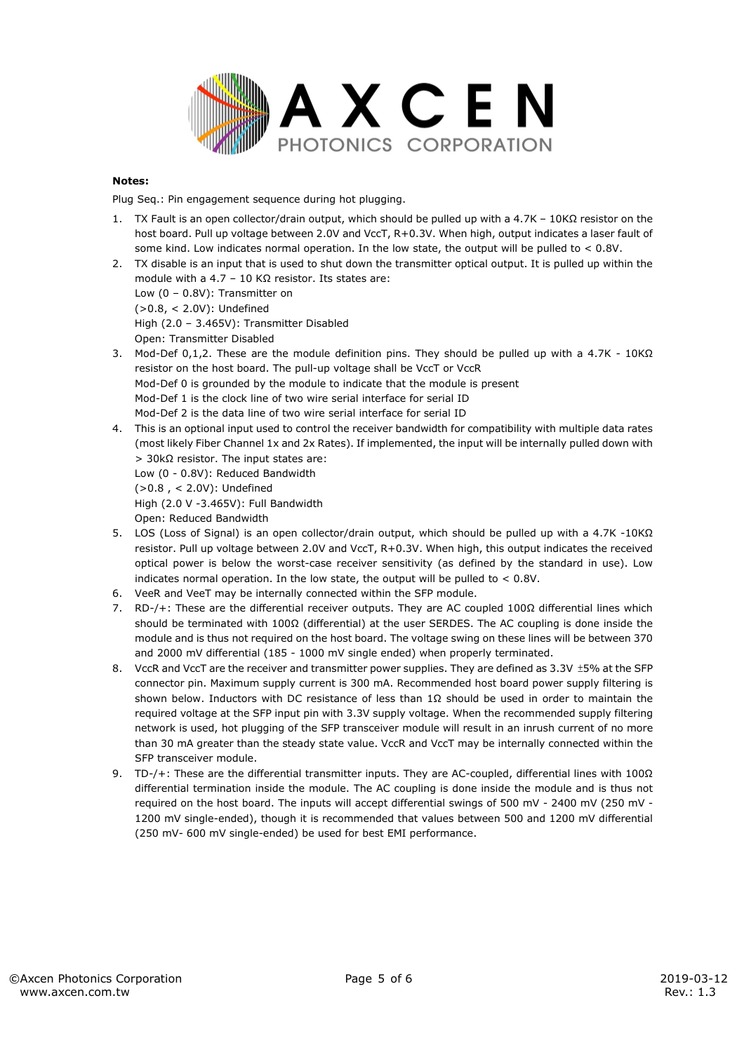**Notes:**

Plug Seq.: Pin engagement sequence during hot plugging.

1. TX Fault is an open collector/drain output, which should be pulled up with a 4.7K – 10KΩ resistor on the host board. Pull up voltage between 2.0V and VccT, R+0.3V. When high, output indicates a laser fault of some kind. Low indicates normal operation. In the low state, the output will be pulled to < 0.8V.
2. TX disable is an input that is used to shut down the transmitter optical output. It is pulled up within the module with a 4.7 – 10 KΩ resistor. Its states are:
   Low (0 – 0.8V): Transmitter on
   (>0.8, < 2.0V): Undefined
   High (2.0 – 3.465V): Transmitter Disabled
   Open: Transmitter Disabled
3. Mod-Def 0,1,2. These are the module definition pins. They should be pulled up with a 4.7K - 10KΩ resistor on the host board. The pull-up voltage shall be VccT or VccR
   Mod-Def 0 is grounded by the module to indicate that the module is present
   Mod-Def 1 is the clock line of two wire serial interface for serial ID
   Mod-Def 2 is the data line of two wire serial interface for serial ID
4. This is an optional input used to control the receiver bandwidth for compatibility with multiple data rates (most likely Fiber Channel 1x and 2x Rates). If implemented, the input will be internally pulled down with > 30kΩ resistor. The input states are:
   Low (0 - 0.8V): Reduced Bandwidth
   (>0.8 , < 2.0V): Undefined
   High (2.0 V -3.465V): Full Bandwidth
   Open: Reduced Bandwidth
5. LOS (Loss of Signal) is an open collector/drain output, which should be pulled up with a 4.7K -10KΩ resistor. Pull up voltage between 2.0V and VccT, R+0.3V. When high, this output indicates the received optical power is below the worst-case receiver sensitivity (as defined by the standard in use). Low indicates normal operation. In the low state, the output will be pulled to < 0.8V.
6. VeeR and VeeT may be internally connected within the SFP module.
7. RD-/+: These are the differential receiver outputs. They are AC coupled 100Ω differential lines which should be terminated with 100Ω (differential) at the user SERDES. The AC coupling is done inside the module and is thus not required on the host board. The voltage swing on these lines will be between 370 and 2000 mV differential (185 - 1000 mV single ended) when properly terminated.
8. VccR and VccT are the receiver and transmitter power supplies. They are defined as 3.3V ±5% at the SFP connector pin. Maximum supply current is 300 mA. Recommended host board power supply filtering is shown below. Inductors with DC resistance of less than 1Ω should be used in order to maintain the required voltage at the SFP input pin with 3.3V supply voltage. When the recommended supply filtering network is used, hot plugging of the SFP transceiver module will result in an inrush current of no more than 30 mA greater than the steady state value. VccR and VccT may be internally connected within the SFP transceiver module.
9. TD-/+: These are the differential transmitter inputs. They are AC-coupled, differential lines with 100Ω differential termination inside the module. The AC coupling is done inside the module and is thus not required on the host board. The inputs will accept differential swings of 500 mV - 2400 mV (250 mV - 1200 mV single-ended), though it is recommended that values between 500 and 1200 mV differential (250 mV- 600 mV single-ended) be used for best EMI performance.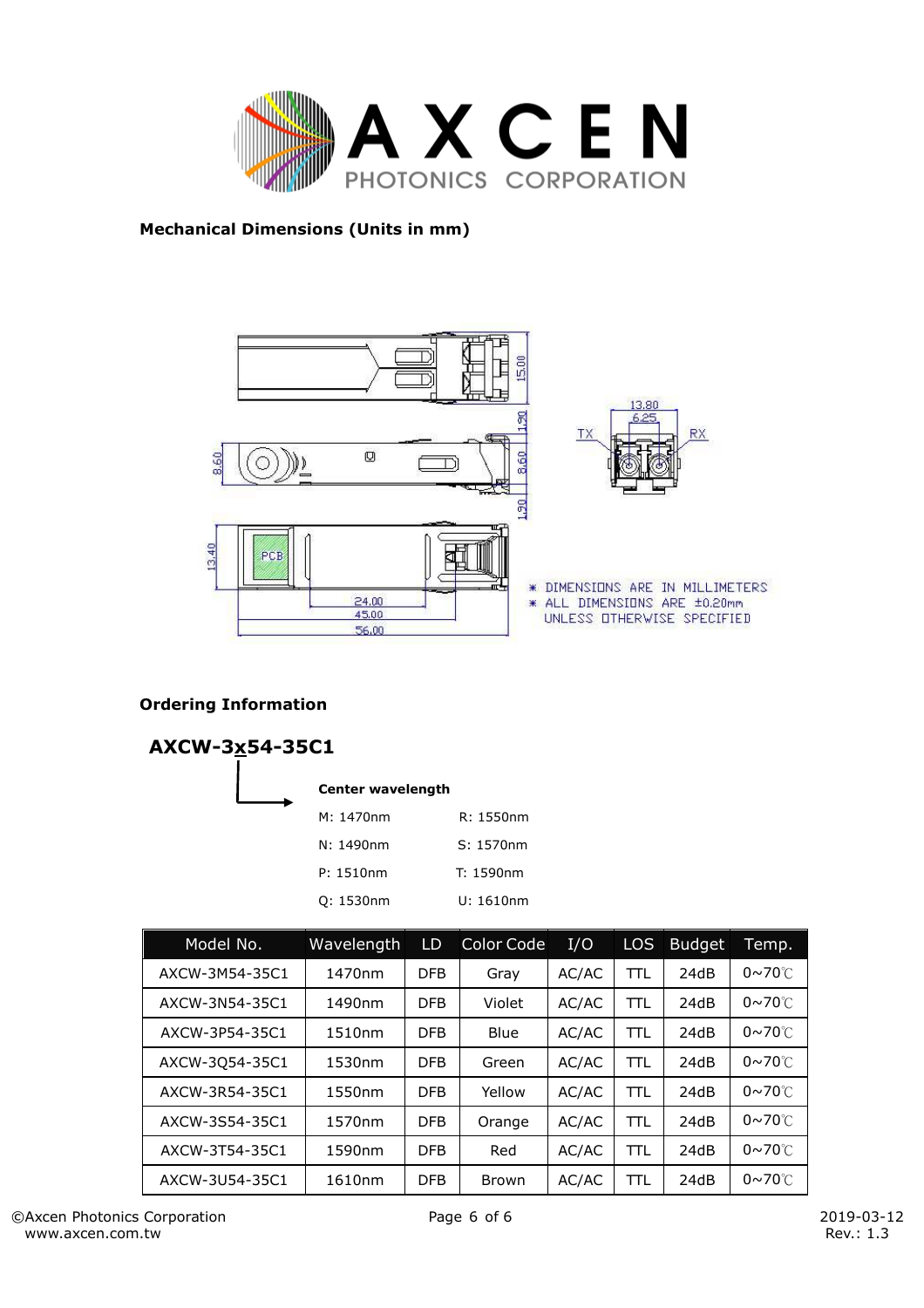**Mechanical Dimensions (Units in mm)**

15.00
1.90
8.60
8.60
1.90
13.80
6.25
TX
RX
13.40
PCB
24.00
45.00
56.00

* DIMENSIONS ARE IN MILLIMETERS
* ALL DIMENSIONS ARE ±0.20mm UNLESS OTHERWISE SPECIFIED

**Ordering Information**

**AXCW-3x54-35C1**

**Center wavelength**

M: 1470nm R: 1550nm

N: 1490nm S: 1570nm

P: 1510nm T: 1590nm

Q: 1530nm U: 1610nm

| Model No. | Wavelength | LD | Color Code | I/O | LOS | Budget | Temp. |
|---|---|---|---|---|---|---|---|
| AXCW-3M54-35C1 | 1470nm | DFB | Gray | AC/AC | TTL | 24dB | 0~70℃ |
| AXCW-3N54-35C1 | 1490nm | DFB | Violet | AC/AC | TTL | 24dB | 0~70℃ |
| AXCW-3P54-35C1 | 1510nm | DFB | Blue | AC/AC | TTL | 24dB | 0~70℃ |
| AXCW-3Q54-35C1 | 1530nm | DFB | Green | AC/AC | TTL | 24dB | 0~70℃ |
| AXCW-3R54-35C1 | 1550nm | DFB | Yellow | AC/AC | TTL | 24dB | 0~70℃ |
| AXCW-3S54-35C1 | 1570nm | DFB | Orange | AC/AC | TTL | 24dB | 0~70℃ |
| AXCW-3T54-35C1 | 1590nm | DFB | Red | AC/AC | TTL | 24dB | 0~70℃ |
| AXCW-3U54-35C1 | 1610nm | DFB | Brown | AC/AC | TTL | 24dB | 0~70℃ |